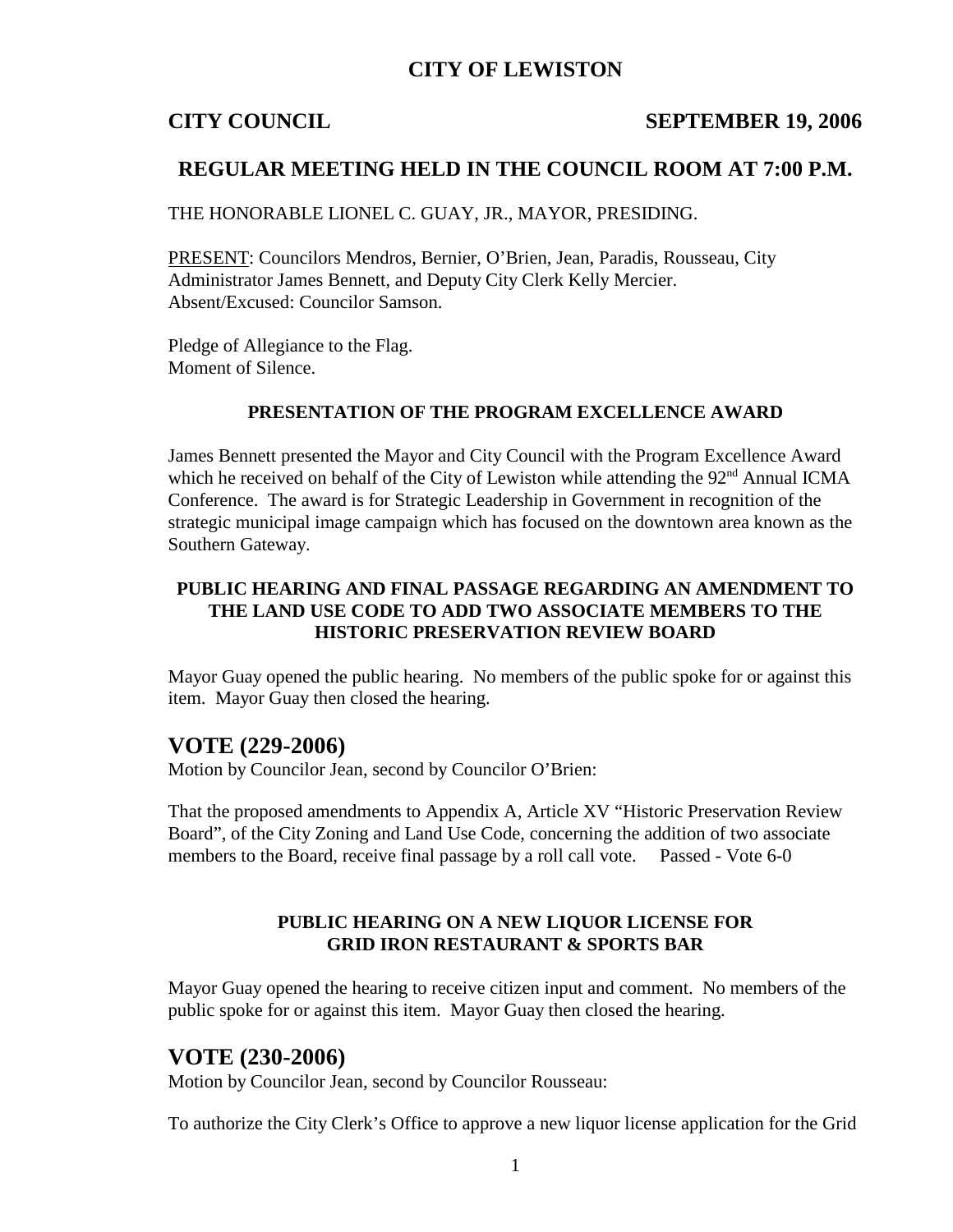# CITY OF LEWISTON

**CITY COUNCIL** **SEPTEMBER 19, 2006**

## REGULAR MEETING HELD IN THE COUNCIL ROOM AT 7:00 P.M.

THE HONORABLE LIONEL C. GUAY, JR., MAYOR, PRESIDING.

PRESENT: Councilors Mendros, Bernier, O'Brien, Jean, Paradis, Rousseau, City Administrator James Bennett, and Deputy City Clerk Kelly Mercier.
Absent/Excused: Councilor Samson.

Pledge of Allegiance to the Flag.
Moment of Silence.

### PRESENTATION OF THE PROGRAM EXCELLENCE AWARD

James Bennett presented the Mayor and City Council with the Program Excellence Award which he received on behalf of the City of Lewiston while attending the 92nd Annual ICMA Conference. The award is for Strategic Leadership in Government in recognition of the strategic municipal image campaign which has focused on the downtown area known as the Southern Gateway.

### PUBLIC HEARING AND FINAL PASSAGE REGARDING AN AMENDMENT TO THE LAND USE CODE TO ADD TWO ASSOCIATE MEMBERS TO THE HISTORIC PRESERVATION REVIEW BOARD

Mayor Guay opened the public hearing. No members of the public spoke for or against this item. Mayor Guay then closed the hearing.

## VOTE (229-2006)

Motion by Councilor Jean, second by Councilor O'Brien:

That the proposed amendments to Appendix A, Article XV "Historic Preservation Review Board", of the City Zoning and Land Use Code, concerning the addition of two associate members to the Board, receive final passage by a roll call vote. Passed - Vote 6-0

### PUBLIC HEARING ON A NEW LIQUOR LICENSE FOR GRID IRON RESTAURANT & SPORTS BAR

Mayor Guay opened the hearing to receive citizen input and comment. No members of the public spoke for or against this item. Mayor Guay then closed the hearing.

## VOTE (230-2006)

Motion by Councilor Jean, second by Councilor Rousseau:

To authorize the City Clerk's Office to approve a new liquor license application for the Grid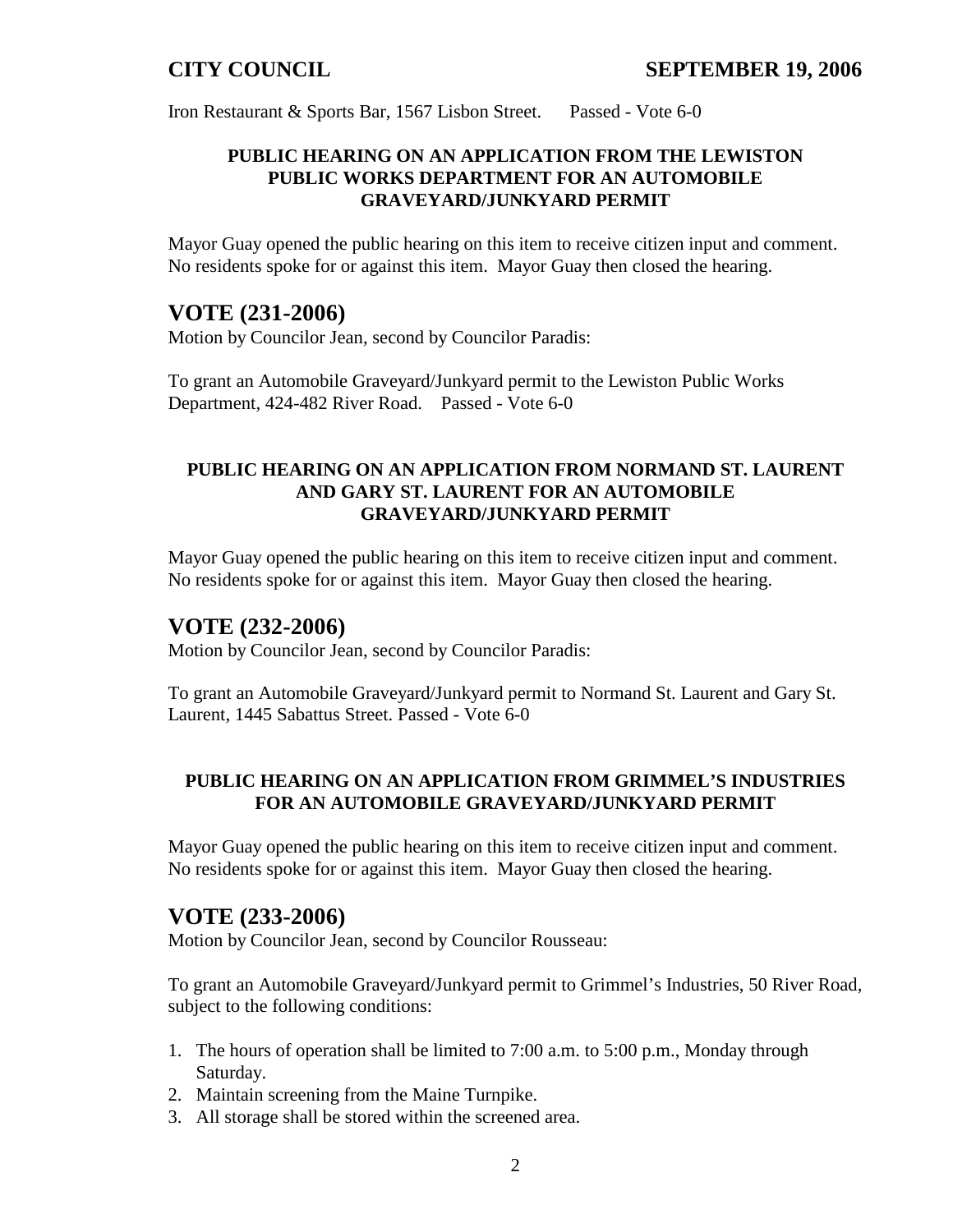Iron Restaurant & Sports Bar, 1567 Lisbon Street. Passed - Vote 6-0

**PUBLIC HEARING ON AN APPLICATION FROM THE LEWISTON PUBLIC WORKS DEPARTMENT FOR AN AUTOMOBILE GRAVEYARD/JUNKYARD PERMIT**

Mayor Guay opened the public hearing on this item to receive citizen input and comment. No residents spoke for or against this item. Mayor Guay then closed the hearing.

## VOTE (231-2006)

Motion by Councilor Jean, second by Councilor Paradis:

To grant an Automobile Graveyard/Junkyard permit to the Lewiston Public Works Department, 424-482 River Road. Passed - Vote 6-0

**PUBLIC HEARING ON AN APPLICATION FROM NORMAND ST. LAURENT AND GARY ST. LAURENT FOR AN AUTOMOBILE GRAVEYARD/JUNKYARD PERMIT**

Mayor Guay opened the public hearing on this item to receive citizen input and comment. No residents spoke for or against this item. Mayor Guay then closed the hearing.

## VOTE (232-2006)

Motion by Councilor Jean, second by Councilor Paradis:

To grant an Automobile Graveyard/Junkyard permit to Normand St. Laurent and Gary St. Laurent, 1445 Sabattus Street. Passed - Vote 6-0

**PUBLIC HEARING ON AN APPLICATION FROM GRIMMEL'S INDUSTRIES FOR AN AUTOMOBILE GRAVEYARD/JUNKYARD PERMIT**

Mayor Guay opened the public hearing on this item to receive citizen input and comment. No residents spoke for or against this item. Mayor Guay then closed the hearing.

## VOTE (233-2006)

Motion by Councilor Jean, second by Councilor Rousseau:

To grant an Automobile Graveyard/Junkyard permit to Grimmel's Industries, 50 River Road, subject to the following conditions:

1. The hours of operation shall be limited to 7:00 a.m. to 5:00 p.m., Monday through Saturday.
2. Maintain screening from the Maine Turnpike.
3. All storage shall be stored within the screened area.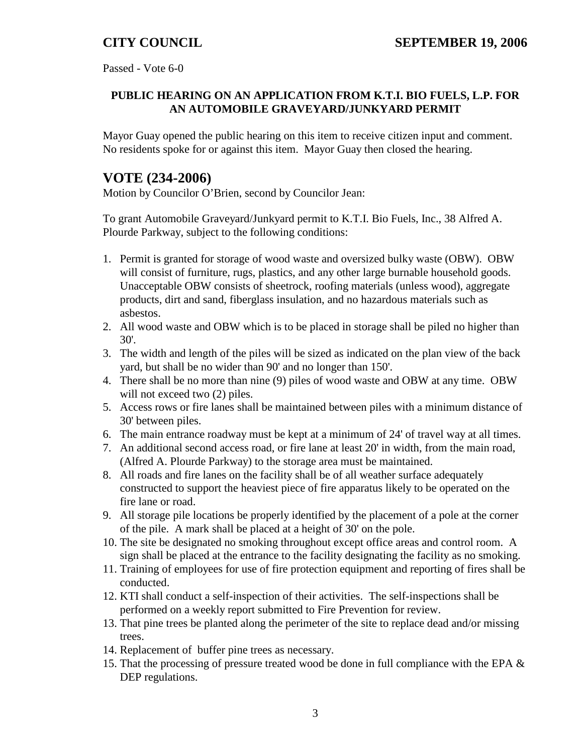Passed - Vote 6-0

**PUBLIC HEARING ON AN APPLICATION FROM K.T.I. BIO FUELS, L.P. FOR AN AUTOMOBILE GRAVEYARD/JUNKYARD PERMIT**

Mayor Guay opened the public hearing on this item to receive citizen input and comment. No residents spoke for or against this item. Mayor Guay then closed the hearing.

## VOTE (234-2006)

Motion by Councilor O'Brien, second by Councilor Jean:

To grant Automobile Graveyard/Junkyard permit to K.T.I. Bio Fuels, Inc., 38 Alfred A. Plourde Parkway, subject to the following conditions:

1. Permit is granted for storage of wood waste and oversized bulky waste (OBW). OBW will consist of furniture, rugs, plastics, and any other large burnable household goods. Unacceptable OBW consists of sheetrock, roofing materials (unless wood), aggregate products, dirt and sand, fiberglass insulation, and no hazardous materials such as asbestos.
2. All wood waste and OBW which is to be placed in storage shall be piled no higher than 30'.
3. The width and length of the piles will be sized as indicated on the plan view of the back yard, but shall be no wider than 90' and no longer than 150'.
4. There shall be no more than nine (9) piles of wood waste and OBW at any time. OBW will not exceed two (2) piles.
5. Access rows or fire lanes shall be maintained between piles with a minimum distance of 30' between piles.
6. The main entrance roadway must be kept at a minimum of 24' of travel way at all times.
7. An additional second access road, or fire lane at least 20' in width, from the main road, (Alfred A. Plourde Parkway) to the storage area must be maintained.
8. All roads and fire lanes on the facility shall be of all weather surface adequately constructed to support the heaviest piece of fire apparatus likely to be operated on the fire lane or road.
9. All storage pile locations be properly identified by the placement of a pole at the corner of the pile. A mark shall be placed at a height of 30' on the pole.
10. The site be designated no smoking throughout except office areas and control room. A sign shall be placed at the entrance to the facility designating the facility as no smoking.
11. Training of employees for use of fire protection equipment and reporting of fires shall be conducted.
12. KTI shall conduct a self-inspection of their activities. The self-inspections shall be performed on a weekly report submitted to Fire Prevention for review.
13. That pine trees be planted along the perimeter of the site to replace dead and/or missing trees.
14. Replacement of buffer pine trees as necessary.
15. That the processing of pressure treated wood be done in full compliance with the EPA & DEP regulations.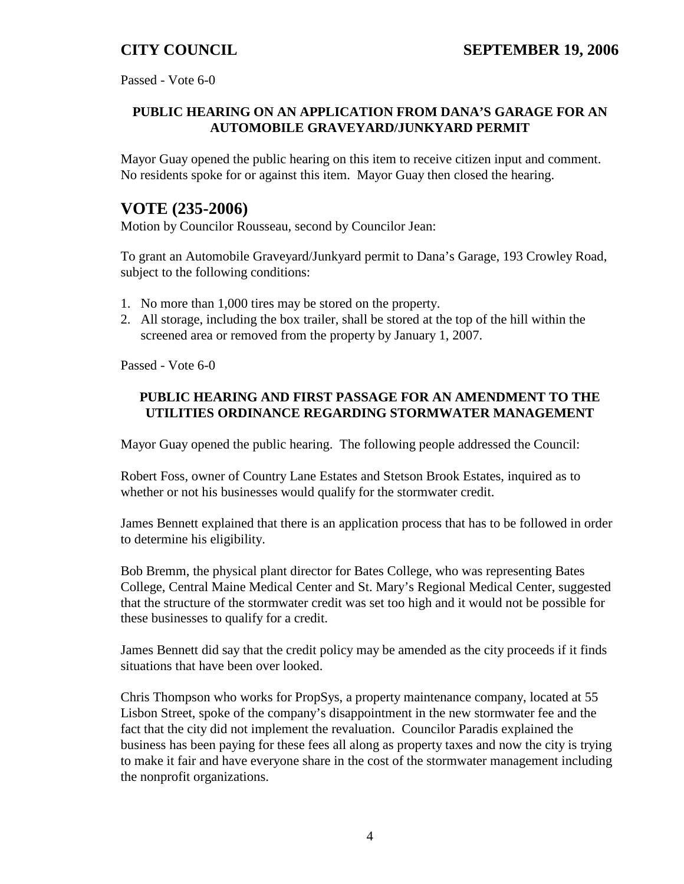Passed - Vote 6-0

**PUBLIC HEARING ON AN APPLICATION FROM DANA'S GARAGE FOR AN AUTOMOBILE GRAVEYARD/JUNKYARD PERMIT**

Mayor Guay opened the public hearing on this item to receive citizen input and comment. No residents spoke for or against this item. Mayor Guay then closed the hearing.

## VOTE (235-2006)

Motion by Councilor Rousseau, second by Councilor Jean:

To grant an Automobile Graveyard/Junkyard permit to Dana's Garage, 193 Crowley Road, subject to the following conditions:

1. No more than 1,000 tires may be stored on the property.
2. All storage, including the box trailer, shall be stored at the top of the hill within the screened area or removed from the property by January 1, 2007.

Passed - Vote 6-0

**PUBLIC HEARING AND FIRST PASSAGE FOR AN AMENDMENT TO THE UTILITIES ORDINANCE REGARDING STORMWATER MANAGEMENT**

Mayor Guay opened the public hearing. The following people addressed the Council:

Robert Foss, owner of Country Lane Estates and Stetson Brook Estates, inquired as to whether or not his businesses would qualify for the stormwater credit.

James Bennett explained that there is an application process that has to be followed in order to determine his eligibility.

Bob Bremm, the physical plant director for Bates College, who was representing Bates College, Central Maine Medical Center and St. Mary's Regional Medical Center, suggested that the structure of the stormwater credit was set too high and it would not be possible for these businesses to qualify for a credit.

James Bennett did say that the credit policy may be amended as the city proceeds if it finds situations that have been over looked.

Chris Thompson who works for PropSys, a property maintenance company, located at 55 Lisbon Street, spoke of the company's disappointment in the new stormwater fee and the fact that the city did not implement the revaluation. Councilor Paradis explained the business has been paying for these fees all along as property taxes and now the city is trying to make it fair and have everyone share in the cost of the stormwater management including the nonprofit organizations.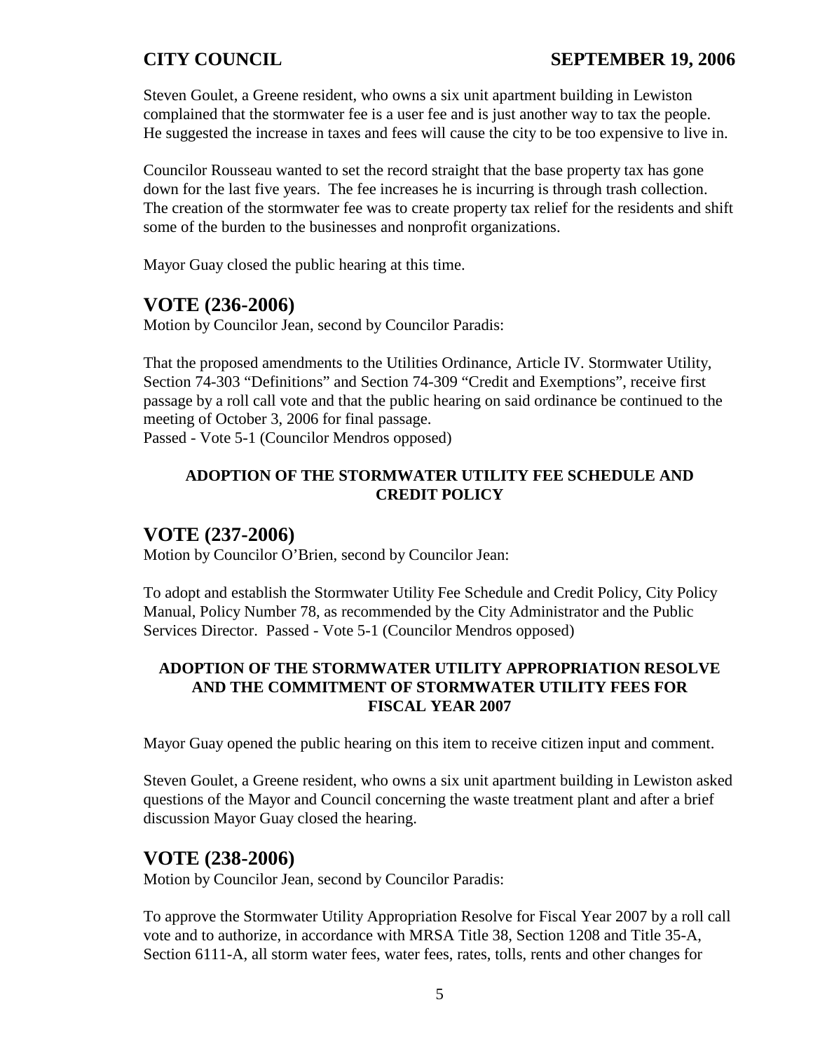Steven Goulet, a Greene resident, who owns a six unit apartment building in Lewiston complained that the stormwater fee is a user fee and is just another way to tax the people. He suggested the increase in taxes and fees will cause the city to be too expensive to live in.

Councilor Rousseau wanted to set the record straight that the base property tax has gone down for the last five years. The fee increases he is incurring is through trash collection. The creation of the stormwater fee was to create property tax relief for the residents and shift some of the burden to the businesses and nonprofit organizations.

Mayor Guay closed the public hearing at this time.

## VOTE (236-2006)

Motion by Councilor Jean, second by Councilor Paradis:

That the proposed amendments to the Utilities Ordinance, Article IV. Stormwater Utility, Section 74-303 "Definitions" and Section 74-309 "Credit and Exemptions", receive first passage by a roll call vote and that the public hearing on said ordinance be continued to the meeting of October 3, 2006 for final passage.
Passed - Vote 5-1 (Councilor Mendros opposed)

### ADOPTION OF THE STORMWATER UTILITY FEE SCHEDULE AND CREDIT POLICY

## VOTE (237-2006)

Motion by Councilor O'Brien, second by Councilor Jean:

To adopt and establish the Stormwater Utility Fee Schedule and Credit Policy, City Policy Manual, Policy Number 78, as recommended by the City Administrator and the Public Services Director. Passed - Vote 5-1 (Councilor Mendros opposed)

### ADOPTION OF THE STORMWATER UTILITY APPROPRIATION RESOLVE AND THE COMMITMENT OF STORMWATER UTILITY FEES FOR FISCAL YEAR 2007

Mayor Guay opened the public hearing on this item to receive citizen input and comment.

Steven Goulet, a Greene resident, who owns a six unit apartment building in Lewiston asked questions of the Mayor and Council concerning the waste treatment plant and after a brief discussion Mayor Guay closed the hearing.

## VOTE (238-2006)

Motion by Councilor Jean, second by Councilor Paradis:

To approve the Stormwater Utility Appropriation Resolve for Fiscal Year 2007 by a roll call vote and to authorize, in accordance with MRSA Title 38, Section 1208 and Title 35-A, Section 6111-A, all storm water fees, water fees, rates, tolls, rents and other changes for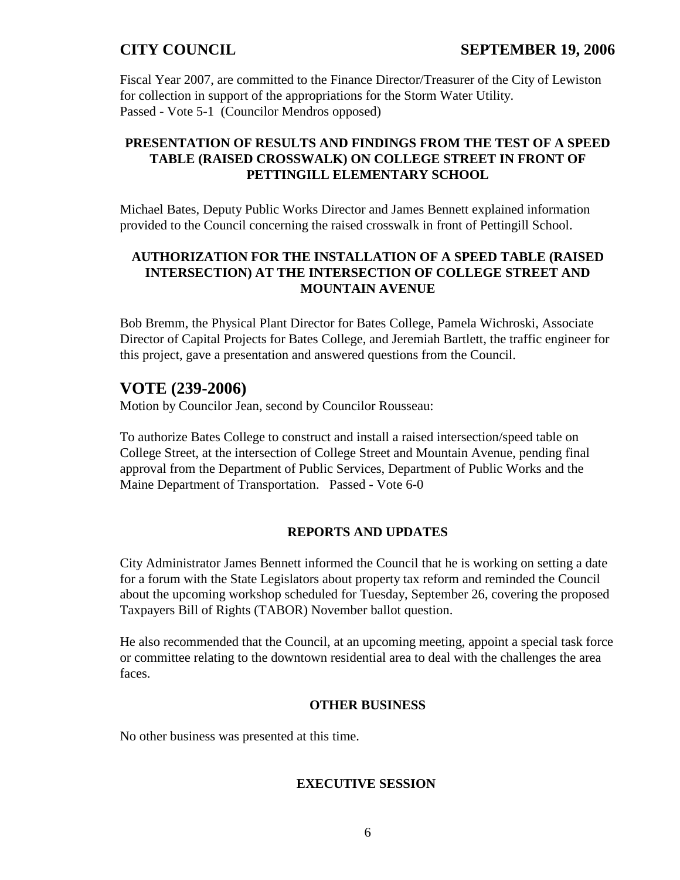Fiscal Year 2007, are committed to the Finance Director/Treasurer of the City of Lewiston for collection in support of the appropriations for the Storm Water Utility.
Passed - Vote 5-1 (Councilor Mendros opposed)

**PRESENTATION OF RESULTS AND FINDINGS FROM THE TEST OF A SPEED TABLE (RAISED CROSSWALK) ON COLLEGE STREET IN FRONT OF PETTINGILL ELEMENTARY SCHOOL**

Michael Bates, Deputy Public Works Director and James Bennett explained information provided to the Council concerning the raised crosswalk in front of Pettingill School.

**AUTHORIZATION FOR THE INSTALLATION OF A SPEED TABLE (RAISED INTERSECTION) AT THE INTERSECTION OF COLLEGE STREET AND MOUNTAIN AVENUE**

Bob Bremm, the Physical Plant Director for Bates College, Pamela Wichroski, Associate Director of Capital Projects for Bates College, and Jeremiah Bartlett, the traffic engineer for this project, gave a presentation and answered questions from the Council.

## VOTE (239-2006)

Motion by Councilor Jean, second by Councilor Rousseau:

To authorize Bates College to construct and install a raised intersection/speed table on College Street, at the intersection of College Street and Mountain Avenue, pending final approval from the Department of Public Services, Department of Public Works and the Maine Department of Transportation. Passed - Vote 6-0

**REPORTS AND UPDATES**

City Administrator James Bennett informed the Council that he is working on setting a date for a forum with the State Legislators about property tax reform and reminded the Council about the upcoming workshop scheduled for Tuesday, September 26, covering the proposed Taxpayers Bill of Rights (TABOR) November ballot question.

He also recommended that the Council, at an upcoming meeting, appoint a special task force or committee relating to the downtown residential area to deal with the challenges the area faces.

**OTHER BUSINESS**

No other business was presented at this time.

**EXECUTIVE SESSION**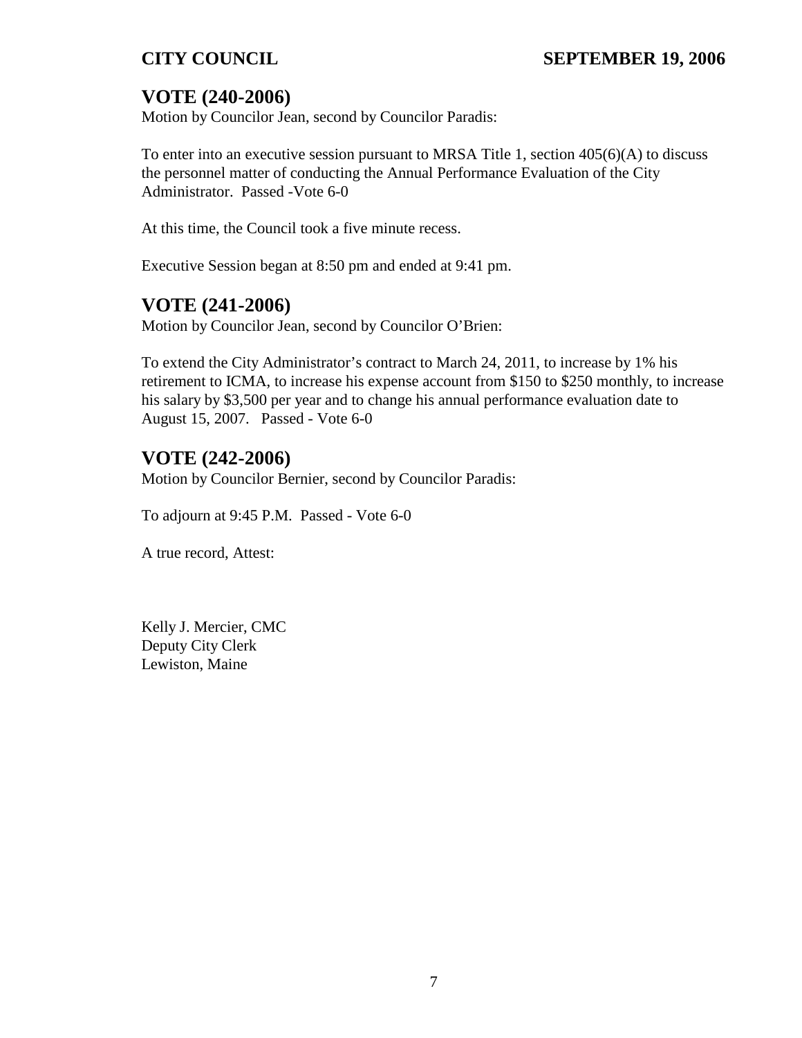## VOTE (240-2006)

Motion by Councilor Jean, second by Councilor Paradis:

To enter into an executive session pursuant to MRSA Title 1, section 405(6)(A) to discuss the personnel matter of conducting the Annual Performance Evaluation of the City Administrator. Passed -Vote 6-0

At this time, the Council took a five minute recess.

Executive Session began at 8:50 pm and ended at 9:41 pm.

## VOTE (241-2006)

Motion by Councilor Jean, second by Councilor O'Brien:

To extend the City Administrator's contract to March 24, 2011, to increase by 1% his retirement to ICMA, to increase his expense account from $150 to $250 monthly, to increase his salary by $3,500 per year and to change his annual performance evaluation date to August 15, 2007. Passed - Vote 6-0

## VOTE (242-2006)

Motion by Councilor Bernier, second by Councilor Paradis:

To adjourn at 9:45 P.M. Passed - Vote 6-0

A true record, Attest:

Kelly J. Mercier, CMC
Deputy City Clerk
Lewiston, Maine